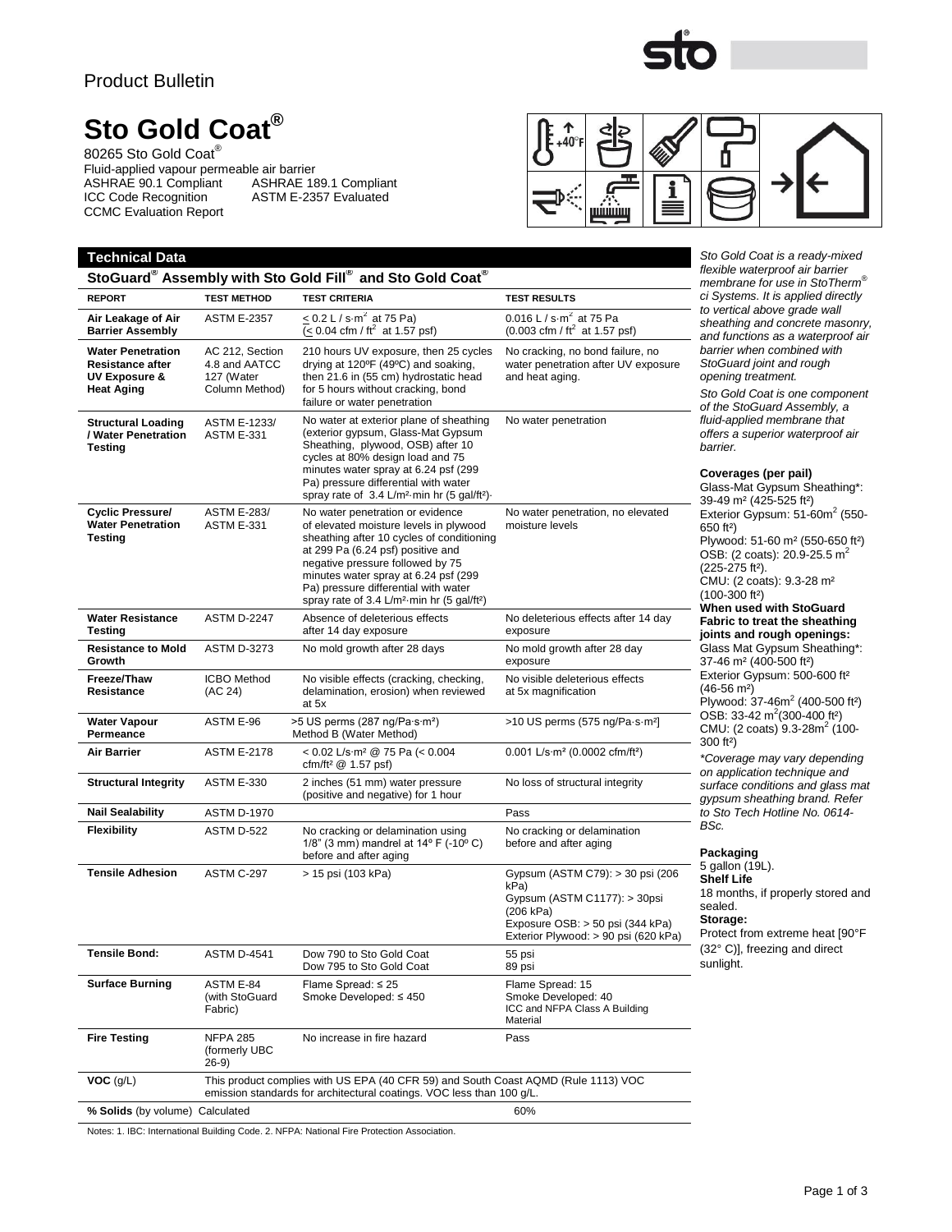Product Bulletin

# Sto Gold Coat®

80265 Sto Gold Coat®
Fluid-applied vapour permeable air barrier

ASHRAE 90.1 Compliant    ASHRAE 189.1 Compliant
ICC Code Recognition    ASTM E-2357 Evaluated
CCMC Evaluation Report

## Technical Data

### StoGuard® Assembly with Sto Gold Fill® and Sto Gold Coat®

| REPORT | TEST METHOD | TEST CRITERIA | TEST RESULTS |
|---|---|---|---|
| **Air Leakage of Air Barrier Assembly** | ASTM E-2357 | ≤ 0.2 L / s·m² at 75 Pa) (≤ 0.04 cfm / ft² at 1.57 psf) | 0.016 L / s·m² at 75 Pa (0.003 cfm / ft² at 1.57 psf) |
| **Water Penetration Resistance after UV Exposure & Heat Aging** | AC 212, Section 4.8 and AATCC 127 (Water Column Method) | 210 hours UV exposure, then 25 cycles drying at 120ºF (49ºC) and soaking, then 21.6 in (55 cm) hydrostatic head for 5 hours without cracking, bond failure or water penetration | No cracking, no bond failure, no water penetration after UV exposure and heat aging. |
| **Structural Loading / Water Penetration Testing** | ASTM E-1233/ ASTM E-331 | No water at exterior plane of sheathing (exterior gypsum, Glass-Mat Gypsum Sheathing, plywood, OSB) after 10 cycles at 80% design load and 75 minutes water spray at 6.24 psf (299 Pa) pressure differential with water spray rate of 3.4 L/m²·min hr (5 gal/ft²)· | No water penetration |
| **Cyclic Pressure/ Water Penetration Testing** | ASTM E-283/ ASTM E-331 | No water penetration or evidence of elevated moisture levels in plywood sheathing after 10 cycles of conditioning at 299 Pa (6.24 psf) positive and negative pressure followed by 75 minutes water spray at 6.24 psf (299 Pa) pressure differential with water spray rate of 3.4 L/m²·min hr (5 gal/ft²) | No water penetration, no elevated moisture levels |
| **Water Resistance Testing** | ASTM D-2247 | Absence of deleterious effects after 14 day exposure | No deleterious effects after 14 day exposure |
| **Resistance to Mold Growth** | ASTM D-3273 | No mold growth after 28 days | No mold growth after 28 day exposure |
| **Freeze/Thaw Resistance** | ICBO Method (AC 24) | No visible effects (cracking, checking, delamination, erosion) when reviewed at 5x | No visible deleterious effects at 5x magnification |
| **Water Vapour Permeance** | ASTM E-96 | >5 US perms (287 ng/Pa·s·m²) Method B (Water Method) | >10 US perms (575 ng/Pa·s·m²] |
| **Air Barrier** | ASTM E-2178 | < 0.02 L/s·m² @ 75 Pa (< 0.004 cfm/ft² @ 1.57 psf) | 0.001 L/s·m² (0.0002 cfm/ft²) |
| **Structural Integrity** | ASTM E-330 | 2 inches (51 mm) water pressure (positive and negative) for 1 hour | No loss of structural integrity |
| **Nail Sealability** | ASTM D-1970 | | Pass |
| **Flexibility** | ASTM D-522 | No cracking or delamination using 1/8" (3 mm) mandrel at 14º F (-10º C) before and after aging | No cracking or delamination before and after aging |
| **Tensile Adhesion** | ASTM C-297 | > 15 psi (103 kPa) | Gypsum (ASTM C79): > 30 psi (206 kPa) Gypsum (ASTM C1177): > 30psi (206 kPa) Exposure OSB: > 50 psi (344 kPa) Exterior Plywood: > 90 psi (620 kPa) |
| **Tensile Bond:** | ASTM D-4541 | Dow 790 to Sto Gold Coat Dow 795 to Sto Gold Coat | 55 psi 89 psi |
| **Surface Burning** | ASTM E-84 (with StoGuard Fabric) | Flame Spread: ≤ 25 Smoke Developed: ≤ 450 | Flame Spread: 15 Smoke Developed: 40 ICC and NFPA Class A Building Material |
| **Fire Testing** | NFPA 285 (formerly UBC 26-9) | No increase in fire hazard | Pass |
| **VOC** (g/L) | This product complies with US EPA (40 CFR 59) and South Coast AQMD (Rule 1113) VOC emission standards for architectural coatings. VOC less than 100 g/L. | | |
| **% Solids** (by volume) Calculated | | | 60% |

Notes: 1. IBC: International Building Code. 2. NFPA: National Fire Protection Association.

*Sto Gold Coat is a ready-mixed flexible waterproof air barrier membrane for use in StoTherm® ci Systems. It is applied directly to vertical above grade wall sheathing and concrete masonry, and functions as a waterproof air barrier when combined with StoGuard joint and rough opening treatment.*

*Sto Gold Coat is one component of the StoGuard Assembly, a fluid-applied membrane that offers a superior waterproof air barrier.*

**Coverages (per pail)**

Glass-Mat Gypsum Sheathing*: 39-49 m² (425-525 ft²)
Exterior Gypsum: 51-60m² (550-650 ft²)
Plywood: 51-60 m² (550-650 ft²)
OSB: (2 coats): 20.9-25.5 m² (225-275 ft²).
CMU: (2 coats): 9.3-28 m² (100-300 ft²)

**When used with StoGuard Fabric to treat the sheathing joints and rough openings:**

Glass Mat Gypsum Sheathing*: 37-46 m² (400-500 ft²)
Exterior Gypsum: 500-600 ft² (46-56 m²)
Plywood: 37-46m² (400-500 ft²)
OSB: 33-42 m²(300-400 ft²)
CMU: (2 coats) 9.3-28m² (100-300 ft²)

*\*Coverage may vary depending on application technique and surface conditions and glass mat gypsum sheathing brand. Refer to Sto Tech Hotline No. 0614-BSc.*

**Packaging**

5 gallon (19L).

**Shelf Life**

18 months, if properly stored and sealed.

**Storage:**

Protect from extreme heat [90°F (32° C)], freezing and direct sunlight.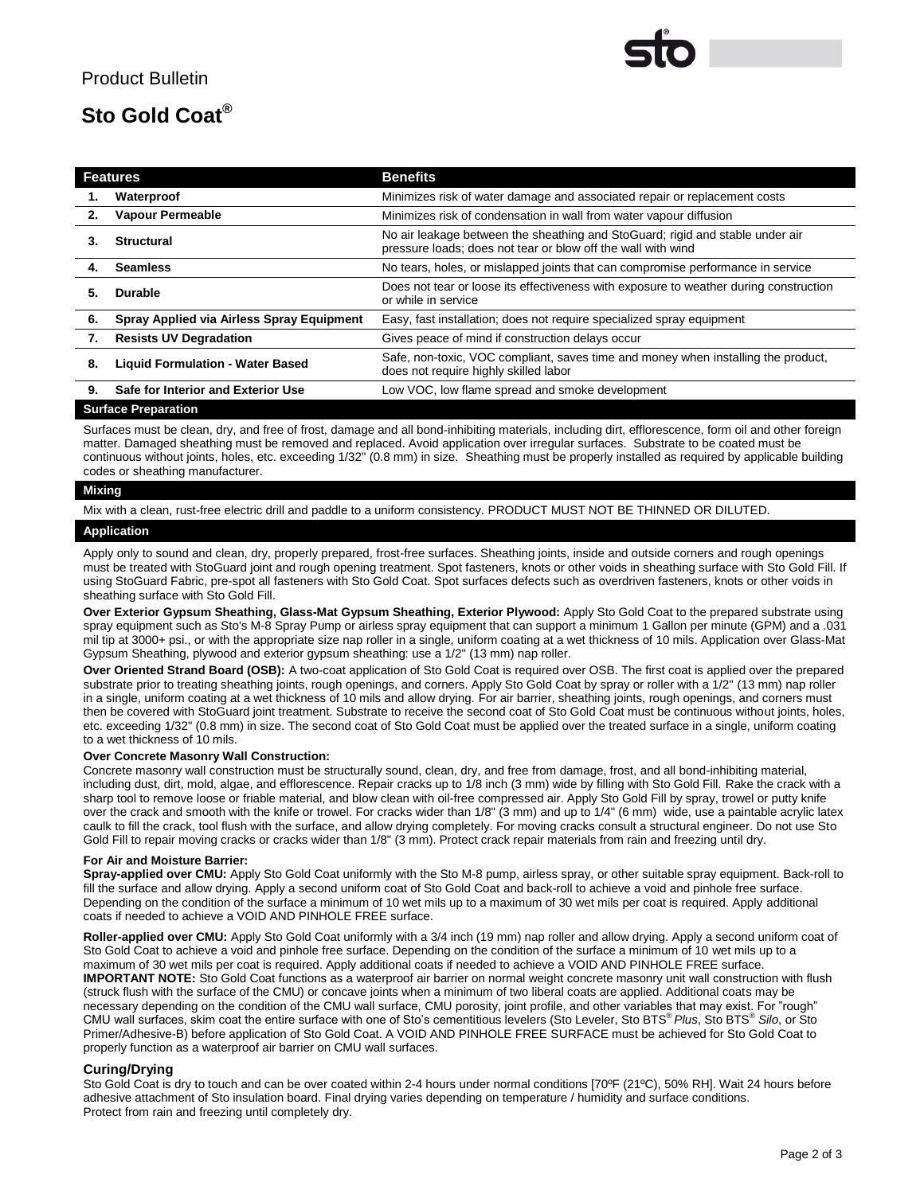Product Bulletin

# Sto Gold Coat®

| Features | | Benefits |
|---|---|---|
| 1. | **Waterproof** | Minimizes risk of water damage and associated repair or replacement costs |
| 2. | **Vapour Permeable** | Minimizes risk of condensation in wall from water vapour diffusion |
| 3. | **Structural** | No air leakage between the sheathing and StoGuard; rigid and stable under air pressure loads; does not tear or blow off the wall with wind |
| 4. | **Seamless** | No tears, holes, or mislapped joints that can compromise performance in service |
| 5. | **Durable** | Does not tear or loose its effectiveness with exposure to weather during construction or while in service |
| 6. | **Spray Applied via Airless Spray Equipment** | Easy, fast installation; does not require specialized spray equipment |
| 7. | **Resists UV Degradation** | Gives peace of mind if construction delays occur |
| 8. | **Liquid Formulation - Water Based** | Safe, non-toxic, VOC compliant, saves time and money when installing the product, does not require highly skilled labor |
| 9. | **Safe for Interior and Exterior Use** | Low VOC, low flame spread and smoke development |

## Surface Preparation

Surfaces must be clean, dry, and free of frost, damage and all bond-inhibiting materials, including dirt, efflorescence, form oil and other foreign matter. Damaged sheathing must be removed and replaced. Avoid application over irregular surfaces. Substrate to be coated must be continuous without joints, holes, etc. exceeding 1/32" (0.8 mm) in size. Sheathing must be properly installed as required by applicable building codes or sheathing manufacturer.

## Mixing

Mix with a clean, rust-free electric drill and paddle to a uniform consistency. PRODUCT MUST NOT BE THINNED OR DILUTED.

## Application

Apply only to sound and clean, dry, properly prepared, frost-free surfaces. Sheathing joints, inside and outside corners and rough openings must be treated with StoGuard joint and rough opening treatment. Spot fasteners, knots or other voids in sheathing surface with Sto Gold Fill. If using StoGuard Fabric, pre-spot all fasteners with Sto Gold Coat. Spot surfaces defects such as overdriven fasteners, knots or other voids in sheathing surface with Sto Gold Fill.

**Over Exterior Gypsum Sheathing, Glass-Mat Gypsum Sheathing, Exterior Plywood:** Apply Sto Gold Coat to the prepared substrate using spray equipment such as Sto's M-8 Spray Pump or airless spray equipment that can support a minimum 1 Gallon per minute (GPM) and a .031 mil tip at 3000+ psi., or with the appropriate size nap roller in a single, uniform coating at a wet thickness of 10 mils. Application over Glass-Mat Gypsum Sheathing, plywood and exterior gypsum sheathing: use a 1/2" (13 mm) nap roller.

**Over Oriented Strand Board (OSB):** A two-coat application of Sto Gold Coat is required over OSB. The first coat is applied over the prepared substrate prior to treating sheathing joints, rough openings, and corners. Apply Sto Gold Coat by spray or roller with a 1/2" (13 mm) nap roller in a single, uniform coating at a wet thickness of 10 mils and allow drying. For air barrier, sheathing joints, rough openings, and corners must then be covered with StoGuard joint treatment. Substrate to receive the second coat of Sto Gold Coat must be continuous without joints, holes, etc. exceeding 1/32" (0.8 mm) in size. The second coat of Sto Gold Coat must be applied over the treated surface in a single, uniform coating to a wet thickness of 10 mils.

**Over Concrete Masonry Wall Construction:**
Concrete masonry wall construction must be structurally sound, clean, dry, and free from damage, frost, and all bond-inhibiting material, including dust, dirt, mold, algae, and efflorescence. Repair cracks up to 1/8 inch (3 mm) wide by filling with Sto Gold Fill. Rake the crack with a sharp tool to remove loose or friable material, and blow clean with oil-free compressed air. Apply Sto Gold Fill by spray, trowel or putty knife over the crack and smooth with the knife or trowel. For cracks wider than 1/8" (3 mm) and up to 1/4" (6 mm) wide, use a paintable acrylic latex caulk to fill the crack, tool flush with the surface, and allow drying completely. For moving cracks consult a structural engineer. Do not use Sto Gold Fill to repair moving cracks or cracks wider than 1/8" (3 mm). Protect crack repair materials from rain and freezing until dry.

**For Air and Moisture Barrier:**
**Spray-applied over CMU:** Apply Sto Gold Coat uniformly with the Sto M-8 pump, airless spray, or other suitable spray equipment. Back-roll to fill the surface and allow drying. Apply a second uniform coat of Sto Gold Coat and back-roll to achieve a void and pinhole free surface. Depending on the condition of the surface a minimum of 10 wet mils up to a maximum of 30 wet mils per coat is required. Apply additional coats if needed to achieve a VOID AND PINHOLE FREE surface.

**Roller-applied over CMU:** Apply Sto Gold Coat uniformly with a 3/4 inch (19 mm) nap roller and allow drying. Apply a second uniform coat of Sto Gold Coat to achieve a void and pinhole free surface. Depending on the condition of the surface a minimum of 10 wet mils up to a maximum of 30 wet mils per coat is required. Apply additional coats if needed to achieve a VOID AND PINHOLE FREE surface.
**IMPORTANT NOTE:** Sto Gold Coat functions as a waterproof air barrier on normal weight concrete masonry unit wall construction with flush (struck flush with the surface of the CMU) or concave joints when a minimum of two liberal coats are applied. Additional coats may be necessary depending on the condition of the CMU wall surface, CMU porosity, joint profile, and other variables that may exist. For "rough" CMU wall surfaces, skim coat the entire surface with one of Sto's cementitious levelers (Sto Leveler, Sto BTS® *Plus*, Sto BTS® *Silo*, or Sto Primer/Adhesive-B) before application of Sto Gold Coat. A VOID AND PINHOLE FREE SURFACE must be achieved for Sto Gold Coat to properly function as a waterproof air barrier on CMU wall surfaces.

### Curing/Drying

Sto Gold Coat is dry to touch and can be over coated within 2-4 hours under normal conditions [70ºF (21ºC), 50% RH]. Wait 24 hours before adhesive attachment of Sto insulation board. Final drying varies depending on temperature / humidity and surface conditions.
Protect from rain and freezing until completely dry.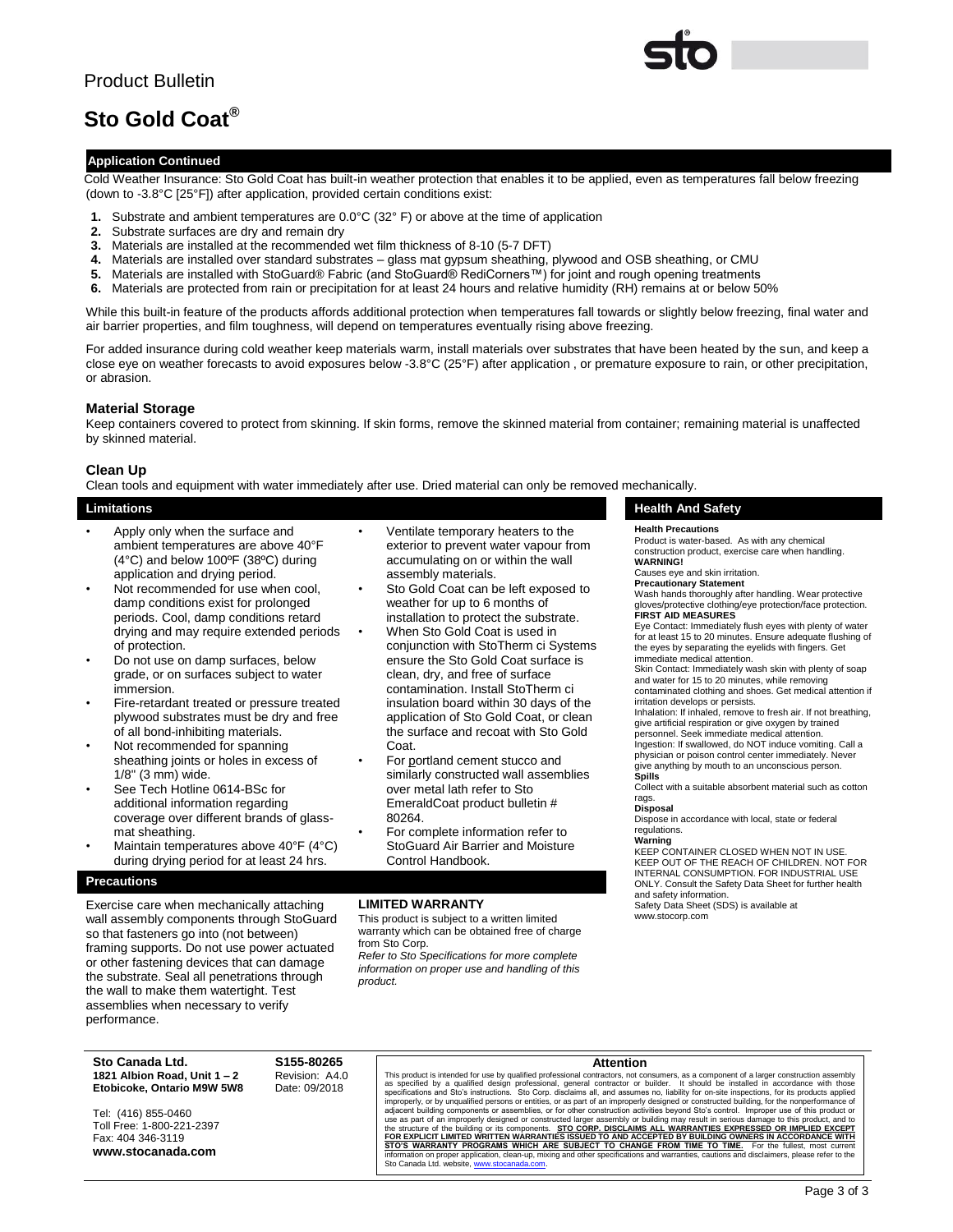# Sto Gold Coat®

## Application Continued

Cold Weather Insurance: Sto Gold Coat has built-in weather protection that enables it to be applied, even as temperatures fall below freezing (down to -3.8°C [25°F]) after application, provided certain conditions exist:

1. Substrate and ambient temperatures are 0.0°C (32° F) or above at the time of application
2. Substrate surfaces are dry and remain dry
3. Materials are installed at the recommended wet film thickness of 8-10 (5-7 DFT)
4. Materials are installed over standard substrates – glass mat gypsum sheathing, plywood and OSB sheathing, or CMU
5. Materials are installed with StoGuard® Fabric (and StoGuard® RediCorners™) for joint and rough opening treatments
6. Materials are protected from rain or precipitation for at least 24 hours and relative humidity (RH) remains at or below 50%

While this built-in feature of the products affords additional protection when temperatures fall towards or slightly below freezing, final water and air barrier properties, and film toughness, will depend on temperatures eventually rising above freezing.

For added insurance during cold weather keep materials warm, install materials over substrates that have been heated by the sun, and keep a close eye on weather forecasts to avoid exposures below -3.8°C (25°F) after application , or premature exposure to rain, or other precipitation, or abrasion.

### Material Storage

Keep containers covered to protect from skinning. If skin forms, remove the skinned material from container; remaining material is unaffected by skinned material.

### Clean Up

Clean tools and equipment with water immediately after use. Dried material can only be removed mechanically.

## Limitations

- Apply only when the surface and ambient temperatures are above 40°F (4°C) and below 100ºF (38ºC) during application and drying period.
- Not recommended for use when cool, damp conditions exist for prolonged periods. Cool, damp conditions retard drying and may require extended periods of protection.
- Do not use on damp surfaces, below grade, or on surfaces subject to water immersion.
- Fire-retardant treated or pressure treated plywood substrates must be dry and free of all bond-inhibiting materials.
- Not recommended for spanning sheathing joints or holes in excess of 1/8" (3 mm) wide.
- See Tech Hotline 0614-BSc for additional information regarding coverage over different brands of glass-mat sheathing.
- Maintain temperatures above 40°F (4°C) during drying period for at least 24 hrs.
- Ventilate temporary heaters to the exterior to prevent water vapour from accumulating on or within the wall assembly materials.
- Sto Gold Coat can be left exposed to weather for up to 6 months of installation to protect the substrate.
- When Sto Gold Coat is used in conjunction with StoTherm ci Systems ensure the Sto Gold Coat surface is clean, dry, and free of surface contamination. Install StoTherm ci insulation board within 30 days of the application of Sto Gold Coat, or clean the surface and recoat with Sto Gold Coat.
- For portland cement stucco and similarly constructed wall assemblies over metal lath refer to Sto EmeraldCoat product bulletin # 80264.
- For complete information refer to StoGuard Air Barrier and Moisture Control Handbook.

## Precautions

Exercise care when mechanically attaching wall assembly components through StoGuard so that fasteners go into (not between) framing supports. Do not use power actuated or other fastening devices that can damage the substrate. Seal all penetrations through the wall to make them watertight. Test assemblies when necessary to verify performance.

### LIMITED WARRANTY

This product is subject to a written limited warranty which can be obtained free of charge from Sto Corp.

*Refer to Sto Specifications for more complete information on proper use and handling of this product.*

## Health And Safety

**Health Precautions**
Product is water-based. As with any chemical construction product, exercise care when handling.
**WARNING!**
Causes eye and skin irritation.
**Precautionary Statement**
Wash hands thoroughly after handling. Wear protective gloves/protective clothing/eye protection/face protection.
**FIRST AID MEASURES**
Eye Contact: Immediately flush eyes with plenty of water for at least 15 to 20 minutes. Ensure adequate flushing of the eyes by separating the eyelids with fingers. Get immediate medical attention.
Skin Contact: Immediately wash skin with plenty of soap and water for 15 to 20 minutes, while removing contaminated clothing and shoes. Get medical attention if irritation develops or persists.
Inhalation: If inhaled, remove to fresh air. If not breathing, give artificial respiration or give oxygen by trained personnel. Seek immediate medical attention.
Ingestion: If swallowed, do NOT induce vomiting. Call a physician or poison control center immediately. Never give anything by mouth to an unconscious person.
**Spills**
Collect with a suitable absorbent material such as cotton rags.
**Disposal**
Dispose in accordance with local, state or federal regulations.
**Warning**
KEEP CONTAINER CLOSED WHEN NOT IN USE. KEEP OUT OF THE REACH OF CHILDREN. NOT FOR INTERNAL CONSUMPTION. FOR INDUSTRIAL USE ONLY. Consult the Safety Data Sheet for further health and safety information.
Safety Data Sheet (SDS) is available at www.stocorp.com

**Sto Canada Ltd.**
**1821 Albion Road, Unit 1 – 2**
**Etobicoke, Ontario M9W 5W8**

Tel: (416) 855-0460
Toll Free: 1-800-221-2397
Fax: 404 346-3119
**www.stocanada.com**

**S155-80265**
Revision: A4.0
Date: 09/2018

**Attention**

This product is intended for use by qualified professional contractors, not consumers, as a component of a larger construction assembly as specified by a qualified design professional, general contractor or builder. It should be installed in accordance with those specifications and Sto's instructions. Sto Corp. disclaims all, and assumes no, liability for on-site inspections, for its products applied improperly, or by unqualified persons or entities, or as part of an improperly designed or constructed building, for the nonperformance of adjacent building components or assemblies, or for other construction activities beyond Sto's control. Improper use of this product or use as part of an improperly designed or constructed larger assembly or building may result in serious damage to this product, and to the structure of the building or its components. **STO CORP. DISCLAIMS ALL WARRANTIES EXPRESSED OR IMPLIED EXCEPT FOR EXPLICIT LIMITED WRITTEN WARRANTIES ISSUED TO AND ACCEPTED BY BUILDING OWNERS IN ACCORDANCE WITH STO'S WARRANTY PROGRAMS WHICH ARE SUBJECT TO CHANGE FROM TIME TO TIME.** For the fullest, most current information on proper application, clean-up, mixing and other specifications and warranties, cautions and disclaimers, please refer to the Sto Canada Ltd. website, www.stocanada.com.